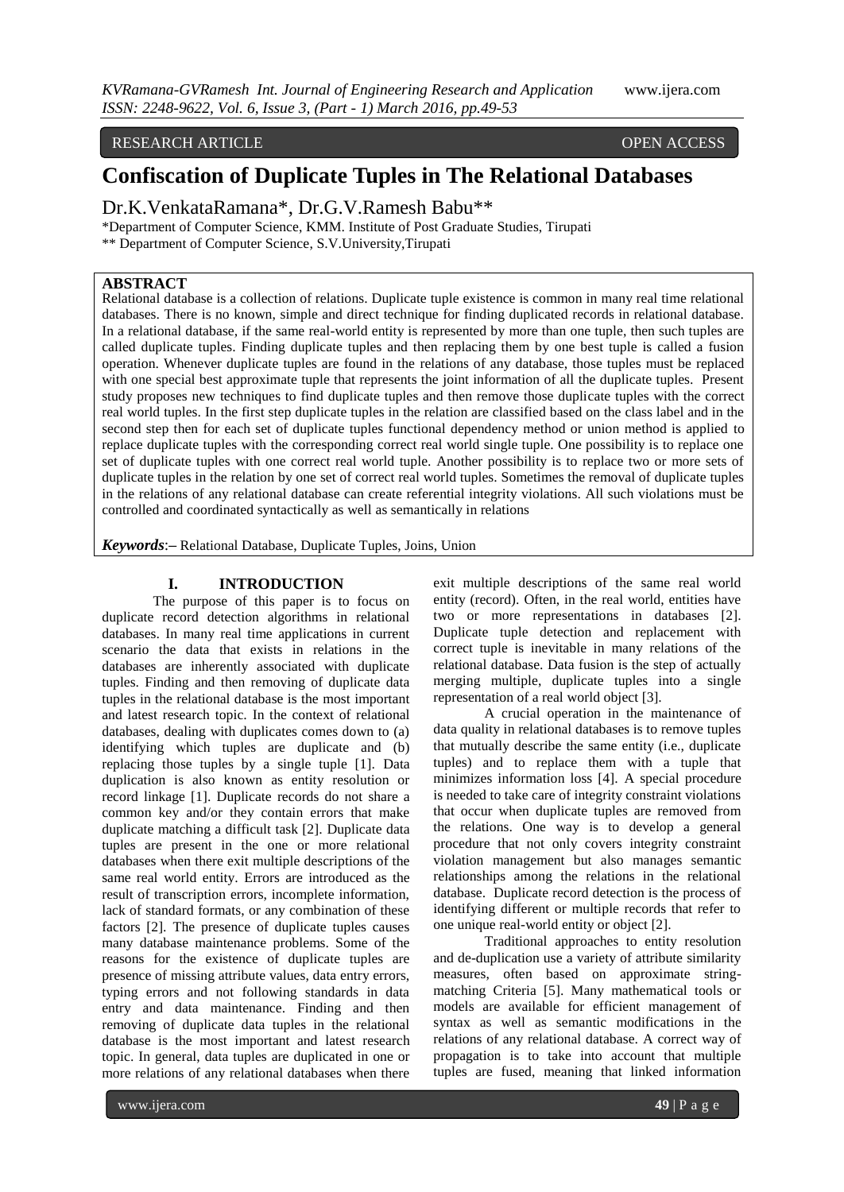RESEARCH ARTICLE OPEN ACCESS

# Confiscation of Duplicate Tuples in The Relational Databases

Dr.K.VenkataRamana*, Dr.G.V.Ramesh Babu**

*Department of Computer Science, KMM. Institute of Post Graduate Studies, Tirupati

** Department of Computer Science, S.V.University,Tirupati

## ABSTRACT

Relational database is a collection of relations. Duplicate tuple existence is common in many real time relational databases. There is no known, simple and direct technique for finding duplicated records in relational database. In a relational database, if the same real-world entity is represented by more than one tuple, then such tuples are called duplicate tuples. Finding duplicate tuples and then replacing them by one best tuple is called a fusion operation. Whenever duplicate tuples are found in the relations of any database, those tuples must be replaced with one special best approximate tuple that represents the joint information of all the duplicate tuples. Present study proposes new techniques to find duplicate tuples and then remove those duplicate tuples with the correct real world tuples. In the first step duplicate tuples in the relation are classified based on the class label and in the second step then for each set of duplicate tuples functional dependency method or union method is applied to replace duplicate tuples with the corresponding correct real world single tuple. One possibility is to replace one set of duplicate tuples with one correct real world tuple. Another possibility is to replace two or more sets of duplicate tuples in the relation by one set of correct real world tuples. Sometimes the removal of duplicate tuples in the relations of any relational database can create referential integrity violations. All such violations must be controlled and coordinated syntactically as well as semantically in relations

***Keywords***:– Relational Database, Duplicate Tuples, Joins, Union

## I. INTRODUCTION

The purpose of this paper is to focus on duplicate record detection algorithms in relational databases. In many real time applications in current scenario the data that exists in relations in the databases are inherently associated with duplicate tuples. Finding and then removing of duplicate data tuples in the relational database is the most important and latest research topic. In the context of relational databases, dealing with duplicates comes down to (a) identifying which tuples are duplicate and (b) replacing those tuples by a single tuple [1]. Data duplication is also known as entity resolution or record linkage [1]. Duplicate records do not share a common key and/or they contain errors that make duplicate matching a difficult task [2]. Duplicate data tuples are present in the one or more relational databases when there exit multiple descriptions of the same real world entity. Errors are introduced as the result of transcription errors, incomplete information, lack of standard formats, or any combination of these factors [2]. The presence of duplicate tuples causes many database maintenance problems. Some of the reasons for the existence of duplicate tuples are presence of missing attribute values, data entry errors, typing errors and not following standards in data entry and data maintenance. Finding and then removing of duplicate data tuples in the relational database is the most important and latest research topic. In general, data tuples are duplicated in one or more relations of any relational databases when there exit multiple descriptions of the same real world entity (record). Often, in the real world, entities have two or more representations in databases [2]. Duplicate tuple detection and replacement with correct tuple is inevitable in many relations of the relational database. Data fusion is the step of actually merging multiple, duplicate tuples into a single representation of a real world object [3].

A crucial operation in the maintenance of data quality in relational databases is to remove tuples that mutually describe the same entity (i.e., duplicate tuples) and to replace them with a tuple that minimizes information loss [4]. A special procedure is needed to take care of integrity constraint violations that occur when duplicate tuples are removed from the relations. One way is to develop a general procedure that not only covers integrity constraint violation management but also manages semantic relationships among the relations in the relational database. Duplicate record detection is the process of identifying different or multiple records that refer to one unique real-world entity or object [2].

Traditional approaches to entity resolution and de-duplication use a variety of attribute similarity measures, often based on approximate string-matching Criteria [5]. Many mathematical tools or models are available for efficient management of syntax as well as semantic modifications in the relations of any relational database. A correct way of propagation is to take into account that multiple tuples are fused, meaning that linked information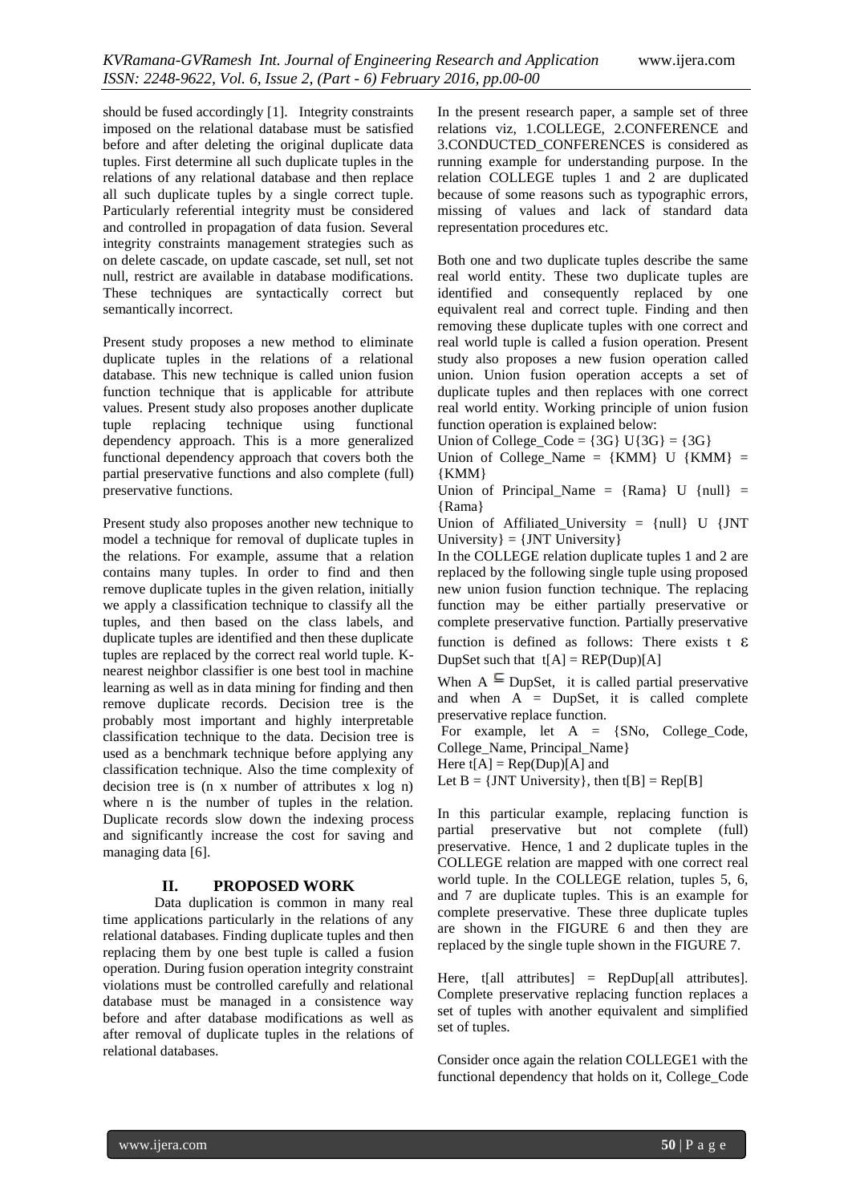should be fused accordingly [1]. Integrity constraints imposed on the relational database must be satisfied before and after deleting the original duplicate data tuples. First determine all such duplicate tuples in the relations of any relational database and then replace all such duplicate tuples by a single correct tuple. Particularly referential integrity must be considered and controlled in propagation of data fusion. Several integrity constraints management strategies such as on delete cascade, on update cascade, set null, set not null, restrict are available in database modifications. These techniques are syntactically correct but semantically incorrect.

Present study proposes a new method to eliminate duplicate tuples in the relations of a relational database. This new technique is called union fusion function technique that is applicable for attribute values. Present study also proposes another duplicate tuple replacing technique using functional dependency approach. This is a more generalized functional dependency approach that covers both the partial preservative functions and also complete (full) preservative functions.

Present study also proposes another new technique to model a technique for removal of duplicate tuples in the relations. For example, assume that a relation contains many tuples. In order to find and then remove duplicate tuples in the given relation, initially we apply a classification technique to classify all the tuples, and then based on the class labels, and duplicate tuples are identified and then these duplicate tuples are replaced by the correct real world tuple. K-nearest neighbor classifier is one best tool in machine learning as well as in data mining for finding and then remove duplicate records. Decision tree is the probably most important and highly interpretable classification technique to the data. Decision tree is used as a benchmark technique before applying any classification technique. Also the time complexity of decision tree is (n x number of attributes x log n) where n is the number of tuples in the relation. Duplicate records slow down the indexing process and significantly increase the cost for saving and managing data [6].

## II. PROPOSED WORK

Data duplication is common in many real time applications particularly in the relations of any relational databases. Finding duplicate tuples and then replacing them by one best tuple is called a fusion operation. During fusion operation integrity constraint violations must be controlled carefully and relational database must be managed in a consistence way before and after database modifications as well as after removal of duplicate tuples in the relations of relational databases.

In the present research paper, a sample set of three relations viz, 1.COLLEGE, 2.CONFERENCE and 3.CONDUCTED_CONFERENCES is considered as running example for understanding purpose. In the relation COLLEGE tuples 1 and 2 are duplicated because of some reasons such as typographic errors, missing of values and lack of standard data representation procedures etc.

Both one and two duplicate tuples describe the same real world entity. These two duplicate tuples are identified and consequently replaced by one equivalent real and correct tuple. Finding and then removing these duplicate tuples with one correct and real world tuple is called a fusion operation. Present study also proposes a new fusion operation called union. Union fusion operation accepts a set of duplicate tuples and then replaces with one correct real world entity. Working principle of union fusion function operation is explained below:

Union of College_Code = {3G} U{3G} = {3G}

Union of College_Name = {KMM} U {KMM} = {KMM}

Union of Principal_Name = {Rama} U {null} = {Rama}

Union of Affiliated_University = {null} U {JNT University} = {JNT University}

In the COLLEGE relation duplicate tuples 1 and 2 are replaced by the following single tuple using proposed new union fusion function technique. The replacing function may be either partially preservative or complete preservative function. Partially preservative function is defined as follows: There exists $t \in$ DupSet such that $t[A] = REP(Dup)[A]$

When $A \subseteq$ DupSet, it is called partial preservative and when $A$ = DupSet, it is called complete preservative replace function.

For example, let A = {SNo, College_Code, College_Name, Principal_Name}

Here $t[A] = Rep(Dup)[A]$ and

Let B = {JNT University}, then $t[B] = Rep[B]$

In this particular example, replacing function is partial preservative but not complete (full) preservative. Hence, 1 and 2 duplicate tuples in the COLLEGE relation are mapped with one correct real world tuple. In the COLLEGE relation, tuples 5, 6, and 7 are duplicate tuples. This is an example for complete preservative. These three duplicate tuples are shown in the FIGURE 6 and then they are replaced by the single tuple shown in the FIGURE 7.

Here, t[all attributes] = RepDup[all attributes]. Complete preservative replacing function replaces a set of tuples with another equivalent and simplified set of tuples.

Consider once again the relation COLLEGE1 with the functional dependency that holds on it, College_Code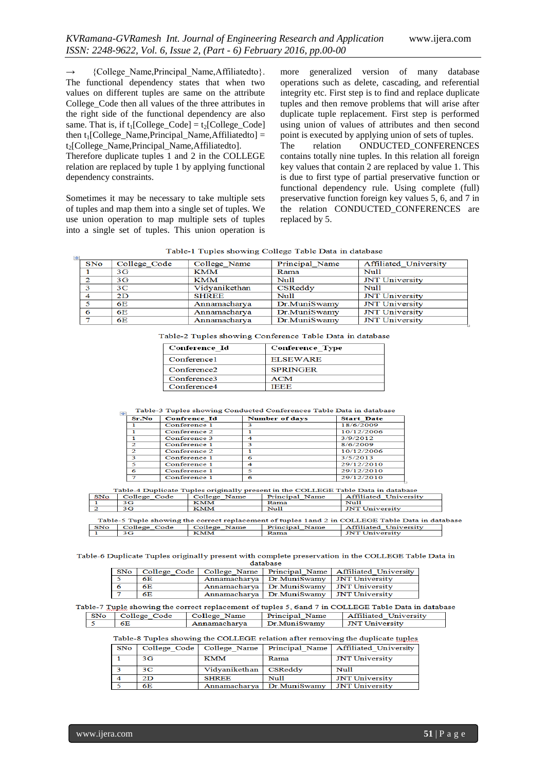→ {College_Name,Principal_Name,Affiliatedto}. The functional dependency states that when two values on different tuples are same on the attribute College_Code then all values of the three attributes in the right side of the functional dependency are also same. That is, if $t_1$[College_Code] = $t_2$[College_Code] then $t_1$[College_Name,Principal_Name,Affiliatedto] = $t_2$[College_Name,Principal_Name,Affiliatedto].
Therefore duplicate tuples 1 and 2 in the COLLEGE relation are replaced by tuple 1 by applying functional dependency constraints.

Sometimes it may be necessary to take multiple sets of tuples and map them into a single set of tuples. We use union operation to map multiple sets of tuples into a single set of tuples. This union operation is more generalized version of many database operations such as delete, cascading, and referential integrity etc. First step is to find and replace duplicate tuples and then remove problems that will arise after duplicate tuple replacement. First step is performed using union of values of attributes and then second point is executed by applying union of sets of tuples.
The relation ONDUCTED_CONFERENCES contains totally nine tuples. In this relation all foreign key values that contain 2 are replaced by value 1. This is due to first type of partial preservative function or functional dependency rule. Using complete (full) preservative function foreign key values 5, 6, and 7 in the relation CONDUCTED_CONFERENCES are replaced by 5.

Table-1 Tuples showing College Table Data in database

| SNo | College_Code | College_Name | Principal_Name | Affiliated_University |
|---|---|---|---|---|
| 1 | 3G | KMM | Rama | Null |
| 2 | 3G | KMM | Null | JNT University |
| 3 | 3C | Vidyanikethan | CSReddy | Null |
| 4 | 2D | SHREE | Null | JNT University |
| 5 | 6E | Annamacharya | Dr.MuniSwamy | JNT University |
| 6 | 6E | Annamacharya | Dr.MuniSwamy | JNT University |
| 7 | 6E | Annamacharya | Dr.MuniSwamy | JNT University |

Table-2 Tuples showing Conference Table Data in database

| Conference_Id | Conference_Type |
|---|---|
| Conference1 | ELSEWARE |
| Conference2 | SPRINGER |
| Conference3 | ACM |
| Conference4 | IEEE |

Table-3 Tuples showing Conducted Conferences Table Data in database

| Sr.No | Confrence_Id | Number of days | Start_Date |
|---|---|---|---|
| 1 | Conference 1 | 3 | 18/6/2009 |
| 1 | Conference 2 | 1 | 10/12/2006 |
| 1 | Conference 3 | 4 | 3/9/2012 |
| 2 | Conference 1 | 3 | 8/6/2009 |
| 2 | Conference 2 | 1 | 10/12/2006 |
| 3 | Conference 1 | 6 | 3/5/2013 |
| 5 | Conference 1 | 4 | 29/12/2010 |
| 6 | Conference 1 | 5 | 29/12/2010 |
| 7 | Conference 1 | 6 | 29/12/2010 |

Table-4 Duplicate Tuples originally present in the COLLEGE Table Data in database

| SNo | College_Code | College_Name | Principal_Name | Affiliated_University |
|---|---|---|---|---|
| 1 | 3G | KMM | Rama | Null |
| 2 | 3G | KMM | Null | JNT University |

Table-5 Tuple showing the correct replacement of tuples 1and 2 in COLLEGE Table Data in database

| SNo | College_Code | College_Name | Principal_Name | Affiliated_University |
|---|---|---|---|---|
| 1 | 3G | KMM | Rama | JNT University |

Table-6 Duplicate Tuples originally present with complete preservation in the COLLEGE Table Data in database

| SNo | College_Code | College_Name | Principal_Name | Affiliated_University |
|---|---|---|---|---|
| 5 | 6E | Annamacharya | Dr.MuniSwamy | JNT University |
| 6 | 6E | Annamacharya | Dr.MuniSwamy | JNT University |
| 7 | 6E | Annamacharya | Dr.MuniSwamy | JNT University |

Table-7 Tuple showing the correct replacement of tuples 5, 6and 7 in COLLEGE Table Data in database

| SNo | College_Code | College_Name | Principal_Name | Affiliated_University |
|---|---|---|---|---|
| 5 | 6E | Annamacharya | Dr.MuniSwamy | JNT University |

Table-8 Tuples showing the COLLEGE relation after removing the duplicate tuples

| SNo | College_Code | College_Name | Principal_Name | Affiliated_University |
|---|---|---|---|---|
| 1 | 3G | KMM | Rama | JNT University |
| 3 | 3C | Vidyanikethan | CSReddy | Null |
| 4 | 2D | SHREE | Null | JNT University |
| 5 | 6E | Annamacharya | Dr.MuniSwamy | JNT University |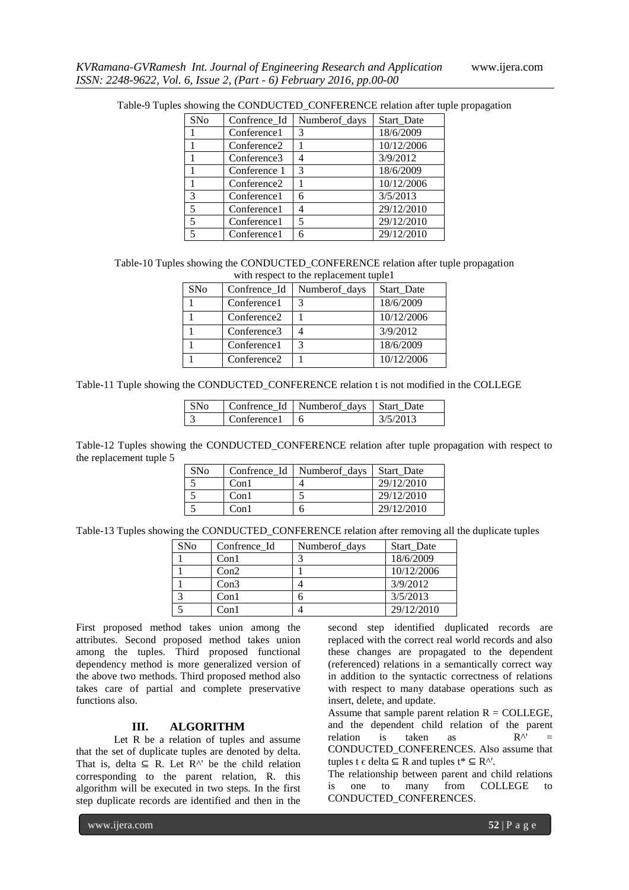Table-9 Tuples showing the CONDUCTED_CONFERENCE relation after tuple propagation

| SNo | Confrence_Id | Numberof_days | Start_Date |
|---|---|---|---|
| 1 | Conference1 | 3 | 18/6/2009 |
| 1 | Conference2 | 1 | 10/12/2006 |
| 1 | Conference3 | 4 | 3/9/2012 |
| 1 | Conference 1 | 3 | 18/6/2009 |
| 1 | Conference2 | 1 | 10/12/2006 |
| 3 | Conference1 | 6 | 3/5/2013 |
| 5 | Conference1 | 4 | 29/12/2010 |
| 5 | Conference1 | 5 | 29/12/2010 |
| 5 | Conference1 | 6 | 29/12/2010 |

Table-10 Tuples showing the CONDUCTED_CONFERENCE relation after tuple propagation with respect to the replacement tuple1

| SNo | Confrence_Id | Numberof_days | Start_Date |
|---|---|---|---|
| 1 | Conference1 | 3 | 18/6/2009 |
| 1 | Conference2 | 1 | 10/12/2006 |
| 1 | Conference3 | 4 | 3/9/2012 |
| 1 | Conference1 | 3 | 18/6/2009 |
| 1 | Conference2 | 1 | 10/12/2006 |

Table-11 Tuple showing the CONDUCTED_CONFERENCE relation t is not modified in the COLLEGE

| SNo | Confrence_Id | Numberof_days | Start_Date |
|---|---|---|---|
| 3 | Conference1 | 6 | 3/5/2013 |

Table-12 Tuples showing the CONDUCTED_CONFERENCE relation after tuple propagation with respect to the replacement tuple 5

| SNo | Confrence_Id | Numberof_days | Start_Date |
|---|---|---|---|
| 5 | Con1 | 4 | 29/12/2010 |
| 5 | Con1 | 5 | 29/12/2010 |
| 5 | Con1 | 6 | 29/12/2010 |

Table-13 Tuples showing the CONDUCTED_CONFERENCE relation after removing all the duplicate tuples

| SNo | Confrence_Id | Numberof_days | Start_Date |
|---|---|---|---|
| 1 | Con1 | 3 | 18/6/2009 |
| 1 | Con2 | 1 | 10/12/2006 |
| 1 | Con3 | 4 | 3/9/2012 |
| 3 | Con1 | 6 | 3/5/2013 |
| 5 | Con1 | 4 | 29/12/2010 |

First proposed method takes union among the attributes. Second proposed method takes union among the tuples. Third proposed functional dependency method is more generalized version of the above two methods. Third proposed method also takes care of partial and complete preservative functions also.

## III. ALGORITHM

Let R be a relation of tuples and assume that the set of duplicate tuples are denoted by delta. That is, delta $\subseteq$ R. Let R^' be the child relation corresponding to the parent relation, R. this algorithm will be executed in two steps. In the first step duplicate records are identified and then in the second step identified duplicated records are replaced with the correct real world records and also these changes are propagated to the dependent (referenced) relations in a semantically correct way in addition to the syntactic correctness of relations with respect to many database operations such as insert, delete, and update.

Assume that sample parent relation R = COLLEGE, and the dependent child relation of the parent relation is taken as R^' = CONDUCTED_CONFERENCES. Also assume that tuples t $\epsilon$ delta $\subseteq$ R and tuples t* $\subseteq$ R^'.

The relationship between parent and child relations is one to many from COLLEGE to CONDUCTED_CONFERENCES.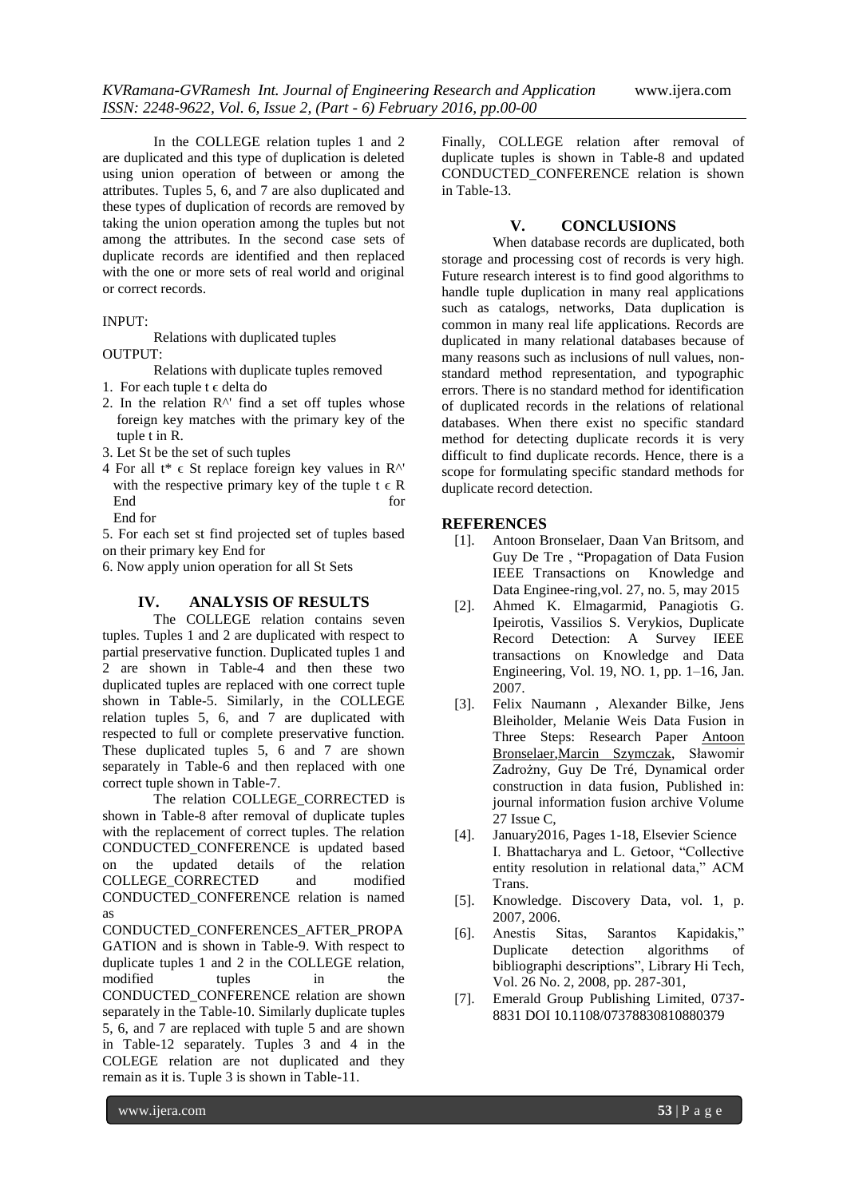In the COLLEGE relation tuples 1 and 2 are duplicated and this type of duplication is deleted using union operation of between or among the attributes. Tuples 5, 6, and 7 are also duplicated and these types of duplication of records are removed by taking the union operation among the tuples but not among the attributes. In the second case sets of duplicate records are identified and then replaced with the one or more sets of real world and original or correct records.

INPUT:

Relations with duplicated tuples

OUTPUT:

Relations with duplicate tuples removed

1. For each tuple t ϵ delta do
2. In the relation R^' find a set off tuples whose foreign key matches with the primary key of the tuple t in R.
3. Let St be the set of such tuples
4. For all t* ϵ St replace foreign key values in R^' with the respective primary key of the tuple t ϵ R
   End for
   End for
5. For each set st find projected set of tuples based on their primary key End for
6. Now apply union operation for all St Sets

## IV. ANALYSIS OF RESULTS

The COLLEGE relation contains seven tuples. Tuples 1 and 2 are duplicated with respect to partial preservative function. Duplicated tuples 1 and 2 are shown in Table-4 and then these two duplicated tuples are replaced with one correct tuple shown in Table-5. Similarly, in the COLLEGE relation tuples 5, 6, and 7 are duplicated with respected to full or complete preservative function. These duplicated tuples 5, 6 and 7 are shown separately in Table-6 and then replaced with one correct tuple shown in Table-7.

The relation COLLEGE_CORRECTED is shown in Table-8 after removal of duplicate tuples with the replacement of correct tuples. The relation CONDUCTED_CONFERENCE is updated based on the updated details of the relation COLLEGE_CORRECTED and modified CONDUCTED_CONFERENCE relation is named as CONDUCTED_CONFERENCES_AFTER_PROPAGATION and is shown in Table-9. With respect to duplicate tuples 1 and 2 in the COLLEGE relation, modified tuples in the CONDUCTED_CONFERENCE relation are shown separately in the Table-10. Similarly duplicate tuples 5, 6, and 7 are replaced with tuple 5 and are shown in Table-12 separately. Tuples 3 and 4 in the COLEGE relation are not duplicated and they remain as it is. Tuple 3 is shown in Table-11.

Finally, COLLEGE relation after removal of duplicate tuples is shown in Table-8 and updated CONDUCTED_CONFERENCE relation is shown in Table-13.

## V. CONCLUSIONS

When database records are duplicated, both storage and processing cost of records is very high. Future research interest is to find good algorithms to handle tuple duplication in many real applications such as catalogs, networks, Data duplication is common in many real life applications. Records are duplicated in many relational databases because of many reasons such as inclusions of null values, non-standard method representation, and typographic errors. There is no standard method for identification of duplicated records in the relations of relational databases. When there exist no specific standard method for detecting duplicate records it is very difficult to find duplicate records. Hence, there is a scope for formulating specific standard methods for duplicate record detection.

## REFERENCES

[1]. Antoon Bronselaer, Daan Van Britsom, and Guy De Tre , "Propagation of Data Fusion IEEE Transactions on Knowledge and Data Enginee-ring,vol. 27, no. 5, may 2015

[2]. Ahmed K. Elmagarmid, Panagiotis G. Ipeirotis, Vassilios S. Verykios, Duplicate Record Detection: A Survey IEEE transactions on Knowledge and Data Engineering, Vol. 19, NO. 1, pp. 1–16, Jan. 2007.

[3]. Felix Naumann , Alexander Bilke, Jens Bleiholder, Melanie Weis Data Fusion in Three Steps: Research Paper Antoon Bronselaer,Marcin Szymczak, Sławomir Zadrożny, Guy De Tré, Dynamical order construction in data fusion, Published in: journal information fusion archive Volume 27 Issue C,

[4]. January2016, Pages 1-18, Elsevier Science I. Bhattacharya and L. Getoor, "Collective entity resolution in relational data," ACM Trans.

[5]. Knowledge. Discovery Data, vol. 1, p. 2007, 2006.

[6]. Anestis Sitas, Sarantos Kapidakis," Duplicate detection algorithms of bibliographi descriptions", Library Hi Tech, Vol. 26 No. 2, 2008, pp. 287-301,

[7]. Emerald Group Publishing Limited, 0737-8831 DOI 10.1108/07378830810880379